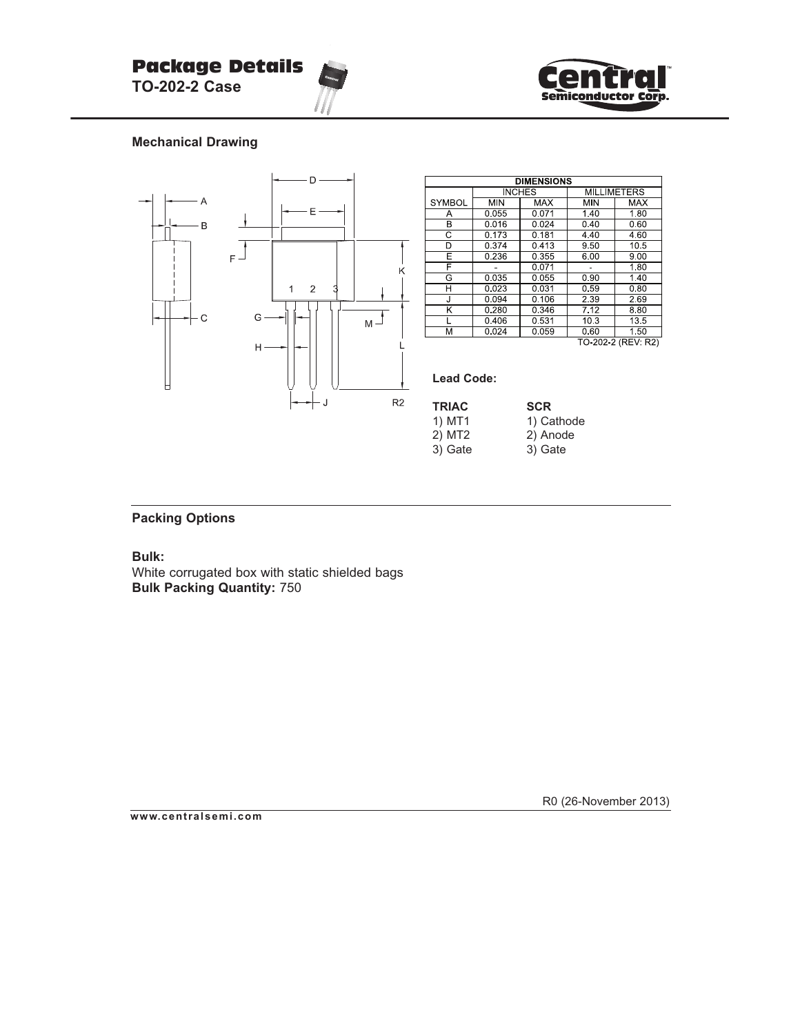# Package Details

**TO-202-2 Case**

## Mechanical Drawing

| DIMENSIONS | | | | |
|---|---|---|---|---|
| | INCHES | | MILLIMETERS | |
| SYMBOL | MIN | MAX | MIN | MAX |
| A | 0.055 | 0.071 | 1.40 | 1.80 |
| B | 0.016 | 0.024 | 0.40 | 0.60 |
| C | 0.173 | 0.181 | 4.40 | 4.60 |
| D | 0.374 | 0.413 | 9.50 | 10.5 |
| E | 0.236 | 0.355 | 6.00 | 9.00 |
| F | - | 0.071 | - | 1.80 |
| G | 0.035 | 0.055 | 0.90 | 1.40 |
| H | 0.023 | 0.031 | 0.59 | 0.80 |
| J | 0.094 | 0.106 | 2.39 | 2.69 |
| K | 0.280 | 0.346 | 7.12 | 8.80 |
| L | 0.406 | 0.531 | 10.3 | 13.5 |
| M | 0.024 | 0.059 | 0.60 | 1.50 |

TO-202-2 (REV: R2)

**Lead Code:**

| **TRIAC** | **SCR** |
|---|---|
| 1) MT1 | 1) Cathode |
| 2) MT2 | 2) Anode |
| 3) Gate | 3) Gate |

## Packing Options

**Bulk:**
White corrugated box with static shielded bags
**Bulk Packing Quantity:** 750

R0 (26-November 2013)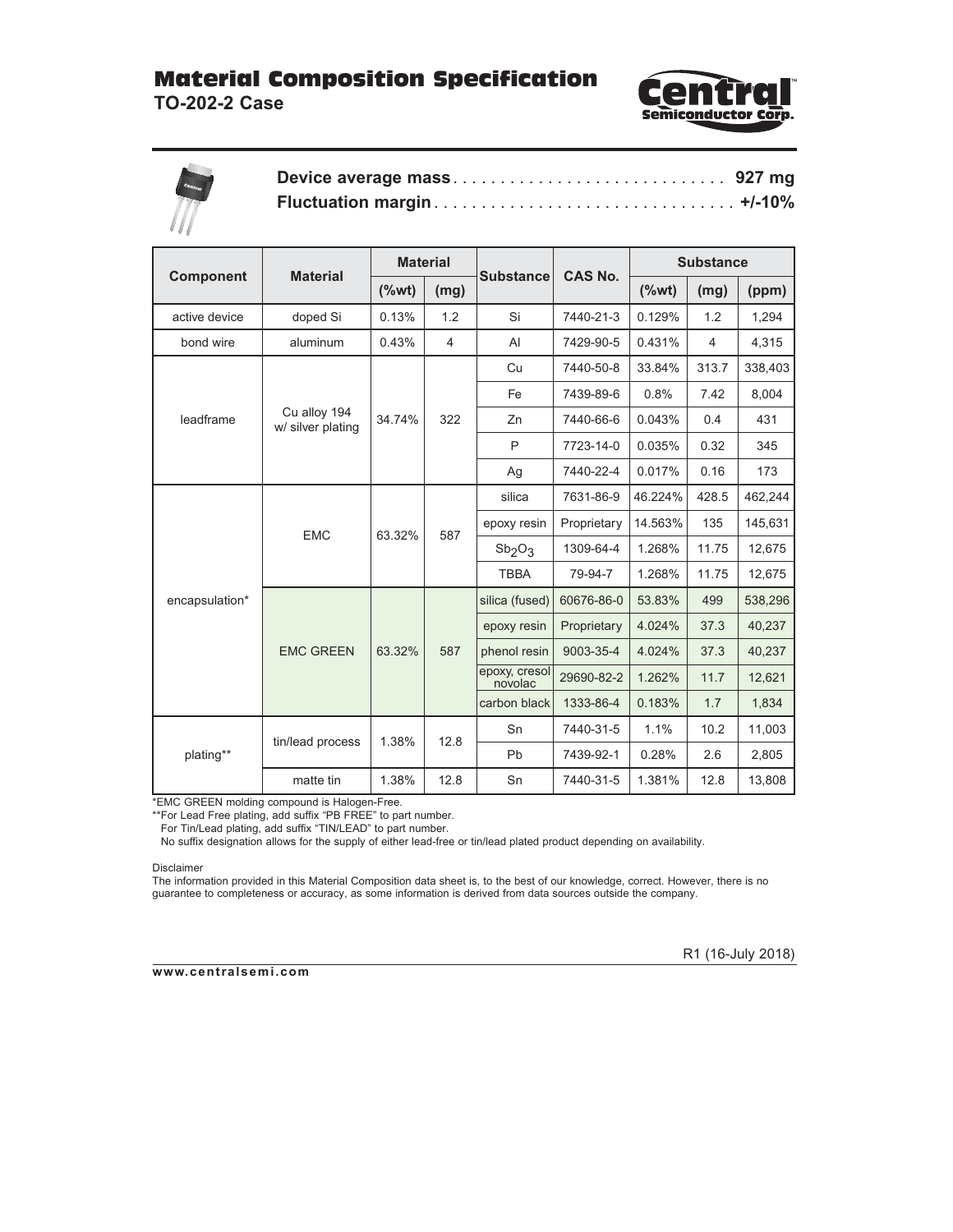# Material Composition Specification

**TO-202-2 Case**

**Device average mass. . . . . . . . . . . . . . . . . . . . . . . . . . . . 927 mg**

**Fluctuation margin. . . . . . . . . . . . . . . . . . . . . . . . . . . . . . . +/-10%**

| Component | Material | Material | | Substance | CAS No. | Substance | | |
|---|---|---|---|---|---|---|---|---|
| | | (%wt) | (mg) | | | (%wt) | (mg) | (ppm) |
| active device | doped Si | 0.13% | 1.2 | Si | 7440-21-3 | 0.129% | 1.2 | 1,294 |
| bond wire | aluminum | 0.43% | 4 | Al | 7429-90-5 | 0.431% | 4 | 4,315 |
| leadframe | Cu alloy 194 w/ silver plating | 34.74% | 322 | Cu | 7440-50-8 | 33.84% | 313.7 | 338,403 |
| | | | | Fe | 7439-89-6 | 0.8% | 7.42 | 8,004 |
| | | | | Zn | 7440-66-6 | 0.043% | 0.4 | 431 |
| | | | | P | 7723-14-0 | 0.035% | 0.32 | 345 |
| | | | | Ag | 7440-22-4 | 0.017% | 0.16 | 173 |
| encapsulation* | EMC | 63.32% | 587 | silica | 7631-86-9 | 46.224% | 428.5 | 462,244 |
| | | | | epoxy resin | Proprietary | 14.563% | 135 | 145,631 |
| | | | | $Sb_2O_3$ | 1309-64-4 | 1.268% | 11.75 | 12,675 |
| | | | | TBBA | 79-94-7 | 1.268% | 11.75 | 12,675 |
| | EMC GREEN | 63.32% | 587 | silica (fused) | 60676-86-0 | 53.83% | 499 | 538,296 |
| | | | | epoxy resin | Proprietary | 4.024% | 37.3 | 40,237 |
| | | | | phenol resin | 9003-35-4 | 4.024% | 37.3 | 40,237 |
| | | | | epoxy, cresol novolac | 29690-82-2 | 1.262% | 11.7 | 12,621 |
| | | | | carbon black | 1333-86-4 | 0.183% | 1.7 | 1,834 |
| plating** | tin/lead process | 1.38% | 12.8 | Sn | 7440-31-5 | 1.1% | 10.2 | 11,003 |
| | | | | Pb | 7439-92-1 | 0.28% | 2.6 | 2,805 |
| | matte tin | 1.38% | 12.8 | Sn | 7440-31-5 | 1.381% | 12.8 | 13,808 |

*EMC GREEN molding compound is Halogen-Free.

**For Lead Free plating, add suffix "PB FREE" to part number.
For Tin/Lead plating, add suffix "TIN/LEAD" to part number.
No suffix designation allows for the supply of either lead-free or tin/lead plated product depending on availability.

Disclaimer

The information provided in this Material Composition data sheet is, to the best of our knowledge, correct. However, there is no guarantee to completeness or accuracy, as some information is derived from data sources outside the company.

R1 (16-July 2018)

www.centralsemi.com